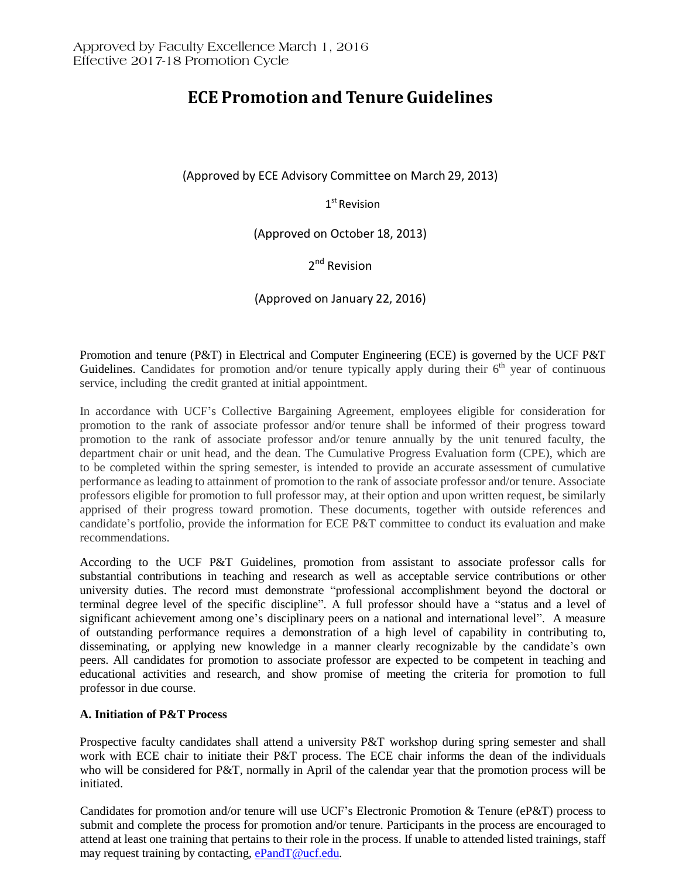Approved by Faculty Excellence March 1, 2016
Effective 2017-18 Promotion Cycle

# ECE Promotion and Tenure Guidelines

(Approved by ECE Advisory Committee on March 29, 2013)

1st Revision

(Approved on October 18, 2013)

2nd Revision

(Approved on January 22, 2016)

Promotion and tenure (P&T) in Electrical and Computer Engineering (ECE) is governed by the UCF P&T Guidelines. Candidates for promotion and/or tenure typically apply during their 6th year of continuous service, including the credit granted at initial appointment.

In accordance with UCF's Collective Bargaining Agreement, employees eligible for consideration for promotion to the rank of associate professor and/or tenure shall be informed of their progress toward promotion to the rank of associate professor and/or tenure annually by the unit tenured faculty, the department chair or unit head, and the dean. The Cumulative Progress Evaluation form (CPE), which are to be completed within the spring semester, is intended to provide an accurate assessment of cumulative performance as leading to attainment of promotion to the rank of associate professor and/or tenure. Associate professors eligible for promotion to full professor may, at their option and upon written request, be similarly apprised of their progress toward promotion. These documents, together with outside references and candidate's portfolio, provide the information for ECE P&T committee to conduct its evaluation and make recommendations.

According to the UCF P&T Guidelines, promotion from assistant to associate professor calls for substantial contributions in teaching and research as well as acceptable service contributions or other university duties. The record must demonstrate "professional accomplishment beyond the doctoral or terminal degree level of the specific discipline". A full professor should have a "status and a level of significant achievement among one's disciplinary peers on a national and international level". A measure of outstanding performance requires a demonstration of a high level of capability in contributing to, disseminating, or applying new knowledge in a manner clearly recognizable by the candidate's own peers. All candidates for promotion to associate professor are expected to be competent in teaching and educational activities and research, and show promise of meeting the criteria for promotion to full professor in due course.

**A. Initiation of P&T Process**

Prospective faculty candidates shall attend a university P&T workshop during spring semester and shall work with ECE chair to initiate their P&T process. The ECE chair informs the dean of the individuals who will be considered for P&T, normally in April of the calendar year that the promotion process will be initiated.

Candidates for promotion and/or tenure will use UCF's Electronic Promotion & Tenure (eP&T) process to submit and complete the process for promotion and/or tenure. Participants in the process are encouraged to attend at least one training that pertains to their role in the process. If unable to attended listed trainings, staff may request training by contacting, ePandT@ucf.edu.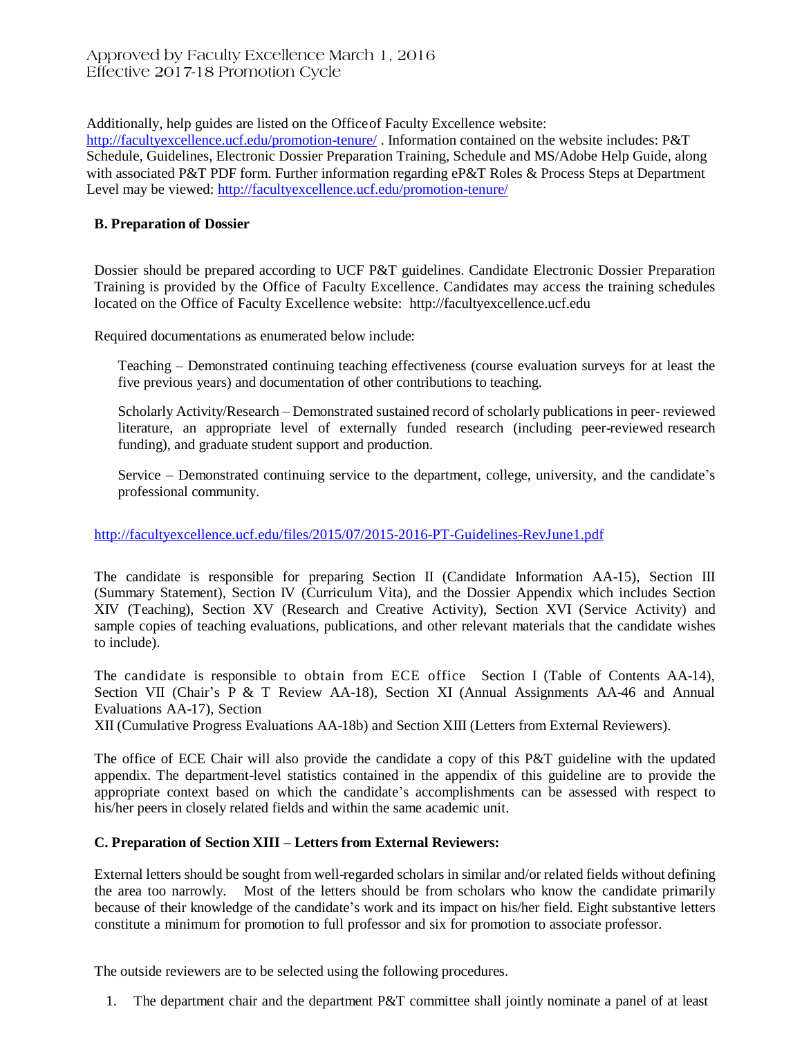Additionally, help guides are listed on the Office of Faculty Excellence website: http://facultyexcellence.ucf.edu/promotion-tenure/ . Information contained on the website includes: P&T Schedule, Guidelines, Electronic Dossier Preparation Training, Schedule and MS/Adobe Help Guide, along with associated P&T PDF form. Further information regarding eP&T Roles & Process Steps at Department Level may be viewed: http://facultyexcellence.ucf.edu/promotion-tenure/

**B. Preparation of Dossier**

Dossier should be prepared according to UCF P&T guidelines. Candidate Electronic Dossier Preparation Training is provided by the Office of Faculty Excellence. Candidates may access the training schedules located on the Office of Faculty Excellence website: http://facultyexcellence.ucf.edu

Required documentations as enumerated below include:

Teaching – Demonstrated continuing teaching effectiveness (course evaluation surveys for at least the five previous years) and documentation of other contributions to teaching.

Scholarly Activity/Research – Demonstrated sustained record of scholarly publications in peer- reviewed literature, an appropriate level of externally funded research (including peer-reviewed research funding), and graduate student support and production.

Service – Demonstrated continuing service to the department, college, university, and the candidate's professional community.

http://facultyexcellence.ucf.edu/files/2015/07/2015-2016-PT-Guidelines-RevJune1.pdf

The candidate is responsible for preparing Section II (Candidate Information AA-15), Section III (Summary Statement), Section IV (Curriculum Vita), and the Dossier Appendix which includes Section XIV (Teaching), Section XV (Research and Creative Activity), Section XVI (Service Activity) and sample copies of teaching evaluations, publications, and other relevant materials that the candidate wishes to include).

The candidate is responsible to obtain from ECE office Section I (Table of Contents AA-14), Section VII (Chair's P & T Review AA-18), Section XI (Annual Assignments AA-46 and Annual Evaluations AA-17), Section XII (Cumulative Progress Evaluations AA-18b) and Section XIII (Letters from External Reviewers).

The office of ECE Chair will also provide the candidate a copy of this P&T guideline with the updated appendix. The department-level statistics contained in the appendix of this guideline are to provide the appropriate context based on which the candidate's accomplishments can be assessed with respect to his/her peers in closely related fields and within the same academic unit.

**C. Preparation of Section XIII – Letters from External Reviewers:**

External letters should be sought from well-regarded scholars in similar and/or related fields without defining the area too narrowly. Most of the letters should be from scholars who know the candidate primarily because of their knowledge of the candidate's work and its impact on his/her field. Eight substantive letters constitute a minimum for promotion to full professor and six for promotion to associate professor.

The outside reviewers are to be selected using the following procedures.

1. The department chair and the department P&T committee shall jointly nominate a panel of at least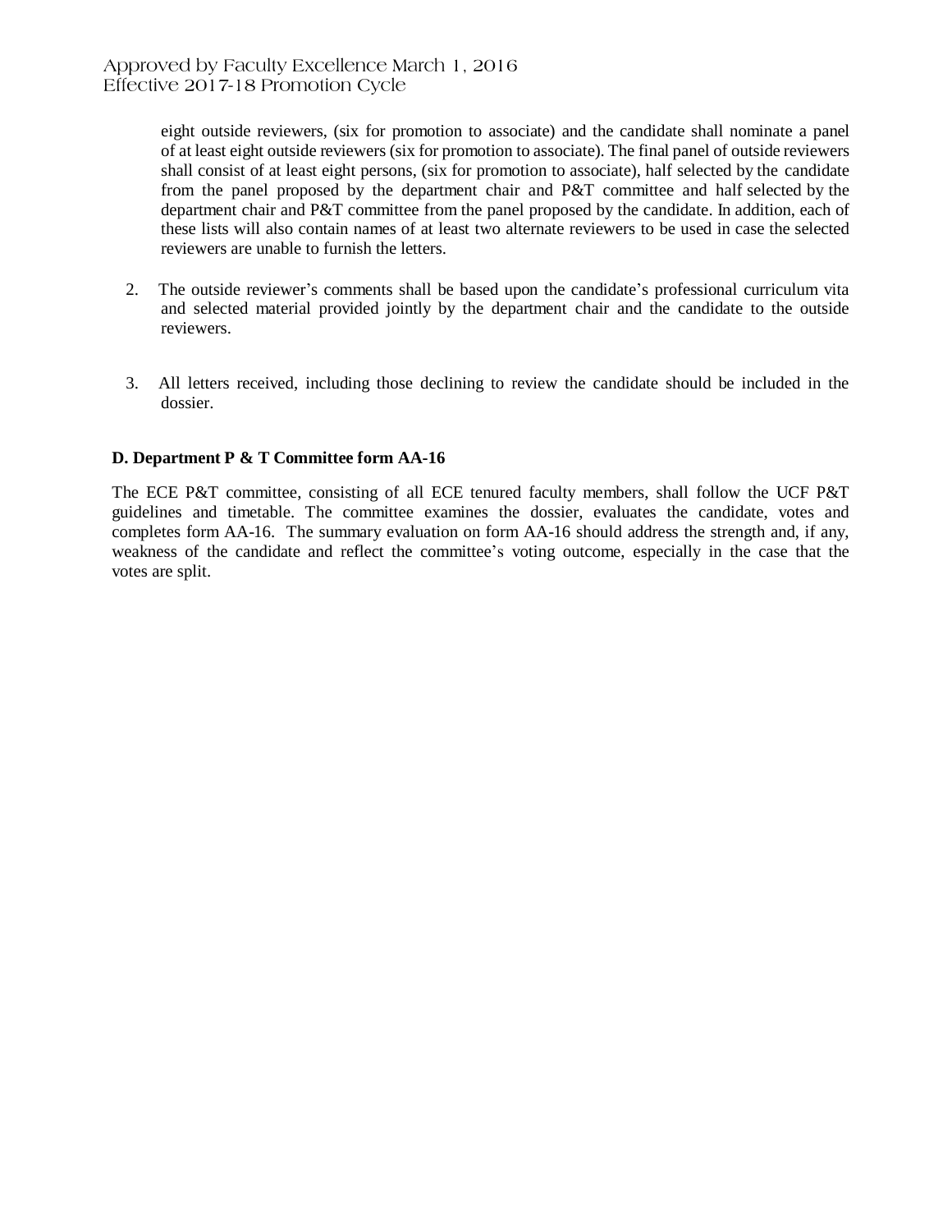eight outside reviewers, (six for promotion to associate) and the candidate shall nominate a panel of at least eight outside reviewers (six for promotion to associate). The final panel of outside reviewers shall consist of at least eight persons, (six for promotion to associate), half selected by the candidate from the panel proposed by the department chair and P&T committee and half selected by the department chair and P&T committee from the panel proposed by the candidate. In addition, each of these lists will also contain names of at least two alternate reviewers to be used in case the selected reviewers are unable to furnish the letters.

2. The outside reviewer's comments shall be based upon the candidate's professional curriculum vita and selected material provided jointly by the department chair and the candidate to the outside reviewers.

3. All letters received, including those declining to review the candidate should be included in the dossier.

### D. Department P & T Committee form AA-16

The ECE P&T committee, consisting of all ECE tenured faculty members, shall follow the UCF P&T guidelines and timetable. The committee examines the dossier, evaluates the candidate, votes and completes form AA-16. The summary evaluation on form AA-16 should address the strength and, if any, weakness of the candidate and reflect the committee's voting outcome, especially in the case that the votes are split.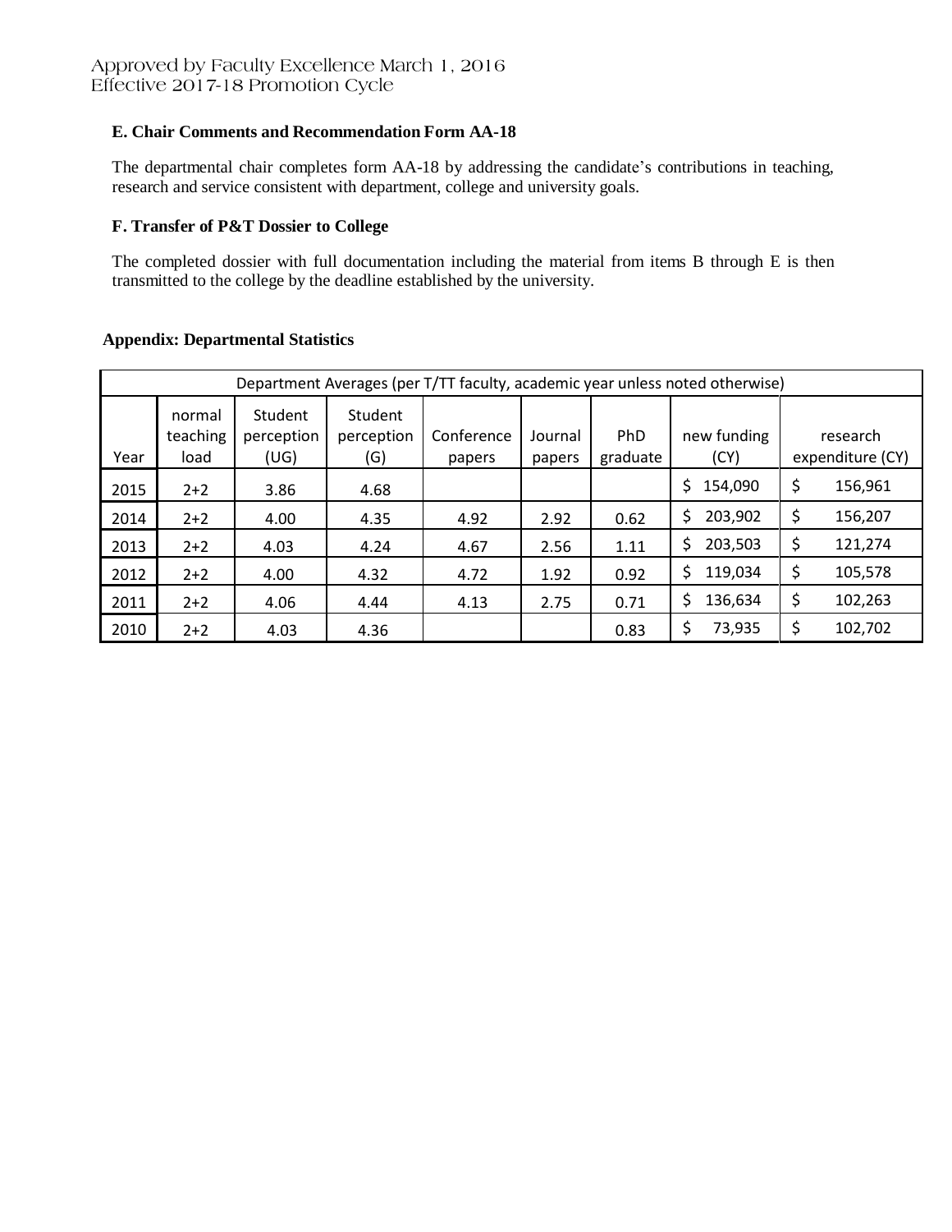Approved by Faculty Excellence March 1, 2016
Effective 2017-18 Promotion Cycle

### E. Chair Comments and Recommendation Form AA-18

The departmental chair completes form AA-18 by addressing the candidate's contributions in teaching, research and service consistent with department, college and university goals.

### F. Transfer of P&T Dossier to College

The completed dossier with full documentation including the material from items B through E is then transmitted to the college by the deadline established by the university.

## Appendix: Departmental Statistics

| Department Averages (per T/TT faculty, academic year unless noted otherwise) | | | | | | | | |
|---|---|---|---|---|---|---|---|---|
| Year | normal teaching load | Student perception (UG) | Student perception (G) | Conference papers | Journal papers | PhD graduate | new funding (CY) | research expenditure (CY) |
| 2015 | 2+2 | 3.86 | 4.68 | | | | $ 154,090 | $ 156,961 |
| 2014 | 2+2 | 4.00 | 4.35 | 4.92 | 2.92 | 0.62 | $ 203,902 | $ 156,207 |
| 2013 | 2+2 | 4.03 | 4.24 | 4.67 | 2.56 | 1.11 | $ 203,503 | $ 121,274 |
| 2012 | 2+2 | 4.00 | 4.32 | 4.72 | 1.92 | 0.92 | $ 119,034 | $ 105,578 |
| 2011 | 2+2 | 4.06 | 4.44 | 4.13 | 2.75 | 0.71 | $ 136,634 | $ 102,263 |
| 2010 | 2+2 | 4.03 | 4.36 | | | 0.83 | $ 73,935 | $ 102,702 |